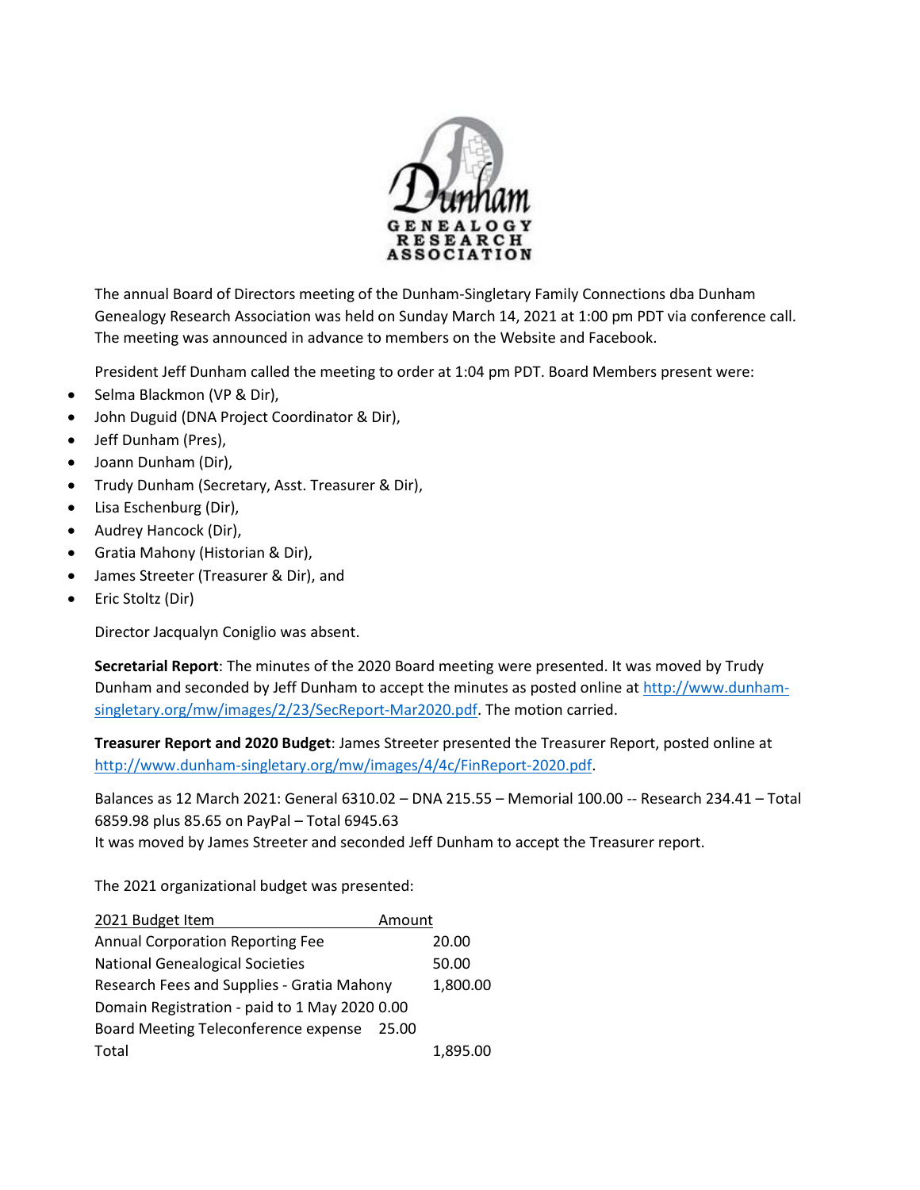**Dunham**
**GENEALOGY RESEARCH ASSOCIATION**

The annual Board of Directors meeting of the Dunham-Singletary Family Connections dba Dunham Genealogy Research Association was held on Sunday March 14, 2021 at 1:00 pm PDT via conference call. The meeting was announced in advance to members on the Website and Facebook.

President Jeff Dunham called the meeting to order at 1:04 pm PDT. Board Members present were:

- Selma Blackmon (VP & Dir),
- John Duguid (DNA Project Coordinator & Dir),
- Jeff Dunham (Pres),
- Joann Dunham (Dir),
- Trudy Dunham (Secretary, Asst. Treasurer & Dir),
- Lisa Eschenburg (Dir),
- Audrey Hancock (Dir),
- Gratia Mahony (Historian & Dir),
- James Streeter (Treasurer & Dir), and
- Eric Stoltz (Dir)

Director Jacqualyn Coniglio was absent.

**Secretarial Report**: The minutes of the 2020 Board meeting were presented. It was moved by Trudy Dunham and seconded by Jeff Dunham to accept the minutes as posted online at http://www.dunham-singletary.org/mw/images/2/23/SecReport-Mar2020.pdf. The motion carried.

**Treasurer Report and 2020 Budget**: James Streeter presented the Treasurer Report, posted online at http://www.dunham-singletary.org/mw/images/4/4c/FinReport-2020.pdf.

Balances as 12 March 2021: General 6310.02 – DNA 215.55 – Memorial 100.00 -- Research 234.41 – Total 6859.98 plus 85.65 on PayPal – Total 6945.63
It was moved by James Streeter and seconded Jeff Dunham to accept the Treasurer report.

The 2021 organizational budget was presented:

| 2021 Budget Item | Amount |
|---|---|
| Annual Corporation Reporting Fee | 20.00 |
| National Genealogical Societies | 50.00 |
| Research Fees and Supplies - Gratia Mahony | 1,800.00 |
| Domain Registration - paid to 1 May 2020 | 0.00 |
| Board Meeting Teleconference expense | 25.00 |
| Total | 1,895.00 |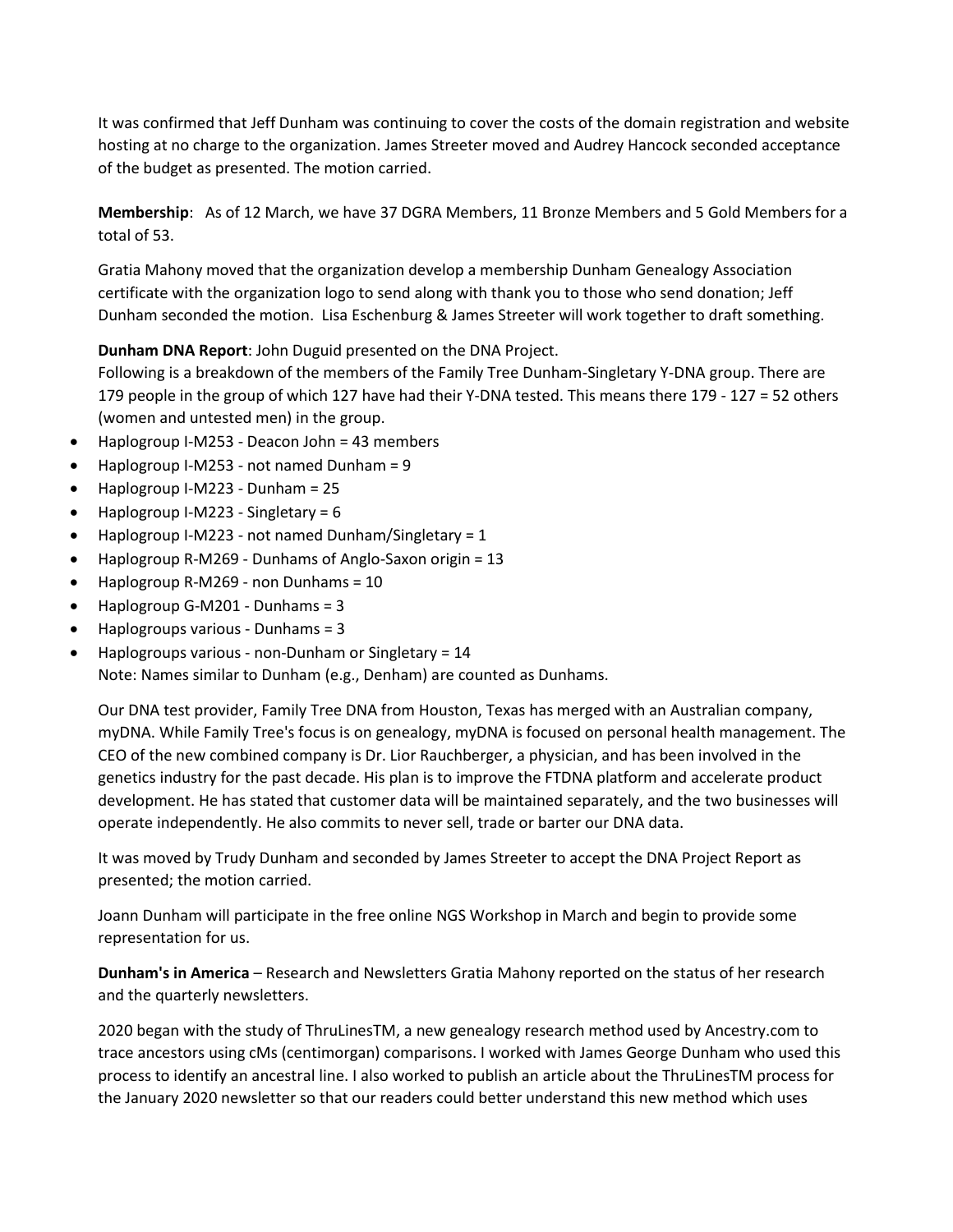It was confirmed that Jeff Dunham was continuing to cover the costs of the domain registration and website hosting at no charge to the organization. James Streeter moved and Audrey Hancock seconded acceptance of the budget as presented. The motion carried.

**Membership**: As of 12 March, we have 37 DGRA Members, 11 Bronze Members and 5 Gold Members for a total of 53.

Gratia Mahony moved that the organization develop a membership Dunham Genealogy Association certificate with the organization logo to send along with thank you to those who send donation; Jeff Dunham seconded the motion. Lisa Eschenburg & James Streeter will work together to draft something.

**Dunham DNA Report**: John Duguid presented on the DNA Project.
Following is a breakdown of the members of the Family Tree Dunham-Singletary Y-DNA group. There are 179 people in the group of which 127 have had their Y-DNA tested. This means there 179 - 127 = 52 others (women and untested men) in the group.

- Haplogroup I-M253 - Deacon John = 43 members
- Haplogroup I-M253 - not named Dunham = 9
- Haplogroup I-M223 - Dunham = 25
- Haplogroup I-M223 - Singletary = 6
- Haplogroup I-M223 - not named Dunham/Singletary = 1
- Haplogroup R-M269 - Dunhams of Anglo-Saxon origin = 13
- Haplogroup R-M269 - non Dunhams = 10
- Haplogroup G-M201 - Dunhams = 3
- Haplogroups various - Dunhams = 3
- Haplogroups various - non-Dunham or Singletary = 14
  Note: Names similar to Dunham (e.g., Denham) are counted as Dunhams.

Our DNA test provider, Family Tree DNA from Houston, Texas has merged with an Australian company, myDNA. While Family Tree's focus is on genealogy, myDNA is focused on personal health management. The CEO of the new combined company is Dr. Lior Rauchberger, a physician, and has been involved in the genetics industry for the past decade. His plan is to improve the FTDNA platform and accelerate product development. He has stated that customer data will be maintained separately, and the two businesses will operate independently. He also commits to never sell, trade or barter our DNA data.

It was moved by Trudy Dunham and seconded by James Streeter to accept the DNA Project Report as presented; the motion carried.

Joann Dunham will participate in the free online NGS Workshop in March and begin to provide some representation for us.

**Dunham's in America** – Research and Newsletters Gratia Mahony reported on the status of her research and the quarterly newsletters.

2020 began with the study of ThruLinesTM, a new genealogy research method used by Ancestry.com to trace ancestors using cMs (centimorgan) comparisons. I worked with James George Dunham who used this process to identify an ancestral line. I also worked to publish an article about the ThruLinesTM process for the January 2020 newsletter so that our readers could better understand this new method which uses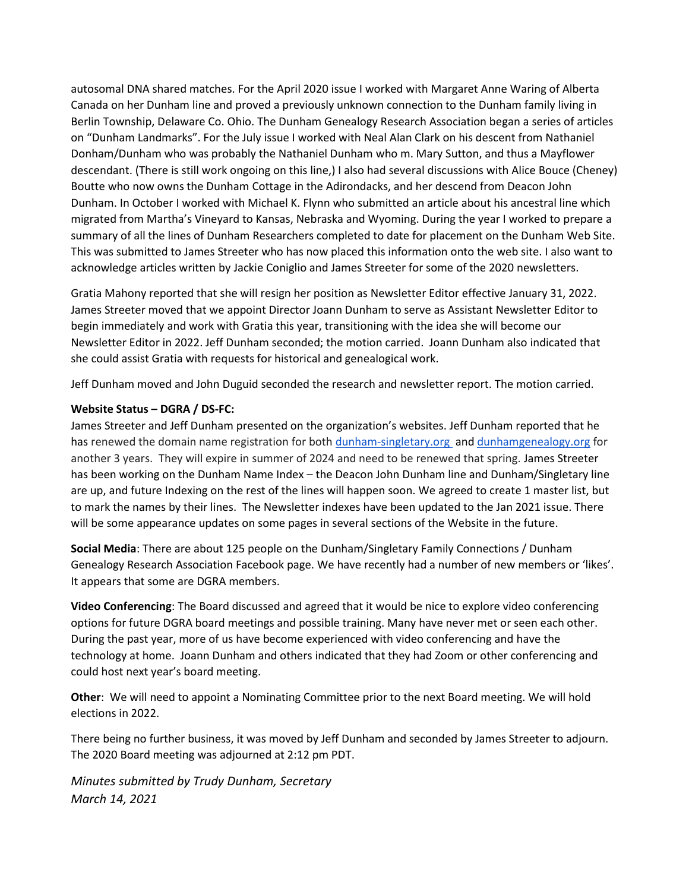autosomal DNA shared matches. For the April 2020 issue I worked with Margaret Anne Waring of Alberta Canada on her Dunham line and proved a previously unknown connection to the Dunham family living in Berlin Township, Delaware Co. Ohio. The Dunham Genealogy Research Association began a series of articles on "Dunham Landmarks". For the July issue I worked with Neal Alan Clark on his descent from Nathaniel Donham/Dunham who was probably the Nathaniel Dunham who m. Mary Sutton, and thus a Mayflower descendant. (There is still work ongoing on this line,) I also had several discussions with Alice Bouce (Cheney) Boutte who now owns the Dunham Cottage in the Adirondacks, and her descend from Deacon John Dunham. In October I worked with Michael K. Flynn who submitted an article about his ancestral line which migrated from Martha's Vineyard to Kansas, Nebraska and Wyoming. During the year I worked to prepare a summary of all the lines of Dunham Researchers completed to date for placement on the Dunham Web Site. This was submitted to James Streeter who has now placed this information onto the web site. I also want to acknowledge articles written by Jackie Coniglio and James Streeter for some of the 2020 newsletters.

Gratia Mahony reported that she will resign her position as Newsletter Editor effective January 31, 2022. James Streeter moved that we appoint Director Joann Dunham to serve as Assistant Newsletter Editor to begin immediately and work with Gratia this year, transitioning with the idea she will become our Newsletter Editor in 2022. Jeff Dunham seconded; the motion carried. Joann Dunham also indicated that she could assist Gratia with requests for historical and genealogical work.

Jeff Dunham moved and John Duguid seconded the research and newsletter report. The motion carried.

**Website Status – DGRA / DS-FC:**

James Streeter and Jeff Dunham presented on the organization's websites. Jeff Dunham reported that he has renewed the domain name registration for both [dunham-singletary.org](dunham-singletary.org) and [dunhamgenealogy.org](dunhamgenealogy.org) for another 3 years. They will expire in summer of 2024 and need to be renewed that spring. James Streeter has been working on the Dunham Name Index – the Deacon John Dunham line and Dunham/Singletary line are up, and future Indexing on the rest of the lines will happen soon. We agreed to create 1 master list, but to mark the names by their lines. The Newsletter indexes have been updated to the Jan 2021 issue. There will be some appearance updates on some pages in several sections of the Website in the future.

**Social Media**: There are about 125 people on the Dunham/Singletary Family Connections / Dunham Genealogy Research Association Facebook page. We have recently had a number of new members or 'likes'. It appears that some are DGRA members.

**Video Conferencing**: The Board discussed and agreed that it would be nice to explore video conferencing options for future DGRA board meetings and possible training. Many have never met or seen each other. During the past year, more of us have become experienced with video conferencing and have the technology at home. Joann Dunham and others indicated that they had Zoom or other conferencing and could host next year's board meeting.

**Other**: We will need to appoint a Nominating Committee prior to the next Board meeting. We will hold elections in 2022.

There being no further business, it was moved by Jeff Dunham and seconded by James Streeter to adjourn. The 2020 Board meeting was adjourned at 2:12 pm PDT.

*Minutes submitted by Trudy Dunham, Secretary*
*March 14, 2021*